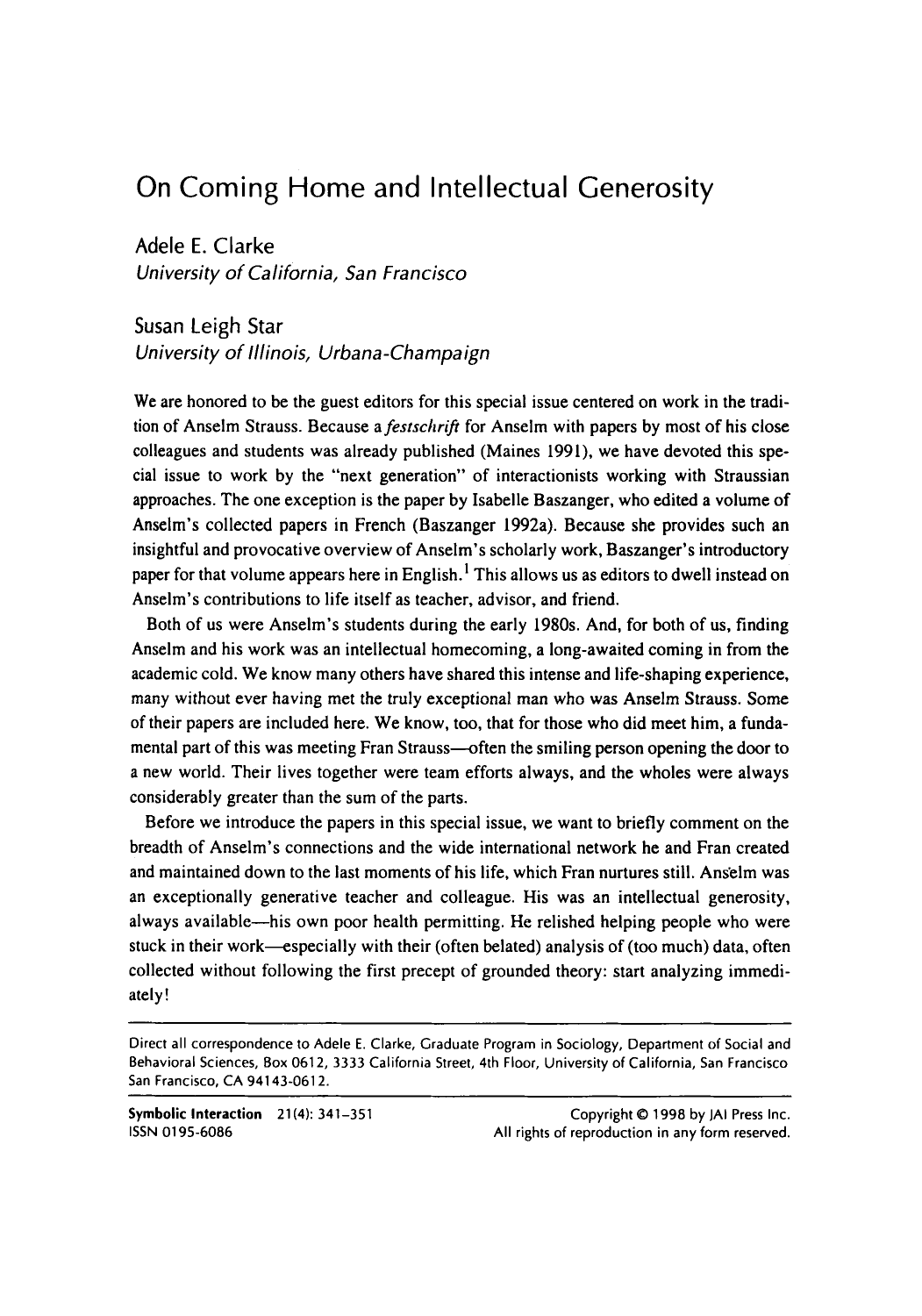# On Coming Home and Intellectual Generosity

Adele E. Clarke
*University of California, San Francisco*

Susan Leigh Star
*University of Illinois, Urbana-Champaign*

We are honored to be the guest editors for this special issue centered on work in the tradition of Anselm Strauss. Because a *festschrift* for Anselm with papers by most of his close colleagues and students was already published (Maines 1991), we have devoted this special issue to work by the "next generation" of interactionists working with Straussian approaches. The one exception is the paper by Isabelle Baszanger, who edited a volume of Anselm's collected papers in French (Baszanger 1992a). Because she provides such an insightful and provocative overview of Anselm's scholarly work, Baszanger's introductory paper for that volume appears here in English.[1] This allows us as editors to dwell instead on Anselm's contributions to life itself as teacher, advisor, and friend.

Both of us were Anselm's students during the early 1980s. And, for both of us, finding Anselm and his work was an intellectual homecoming, a long-awaited coming in from the academic cold. We know many others have shared this intense and life-shaping experience, many without ever having met the truly exceptional man who was Anselm Strauss. Some of their papers are included here. We know, too, that for those who did meet him, a fundamental part of this was meeting Fran Strauss—often the smiling person opening the door to a new world. Their lives together were team efforts always, and the wholes were always considerably greater than the sum of the parts.

Before we introduce the papers in this special issue, we want to briefly comment on the breadth of Anselm's connections and the wide international network he and Fran created and maintained down to the last moments of his life, which Fran nurtures still. Anselm was an exceptionally generative teacher and colleague. His was an intellectual generosity, always available—his own poor health permitting. He relished helping people who were stuck in their work—especially with their (often belated) analysis of (too much) data, often collected without following the first precept of grounded theory: start analyzing immediately!

---

Direct all correspondence to Adele E. Clarke, Graduate Program in Sociology, Department of Social and Behavioral Sciences, Box 0612, 3333 California Street, 4th Floor, University of California, San Francisco San Francisco, CA 94143-0612.

**Symbolic Interaction** 21(4): 341–351
ISSN 0195-6086

Copyright © 1998 by JAI Press Inc.
All rights of reproduction in any form reserved.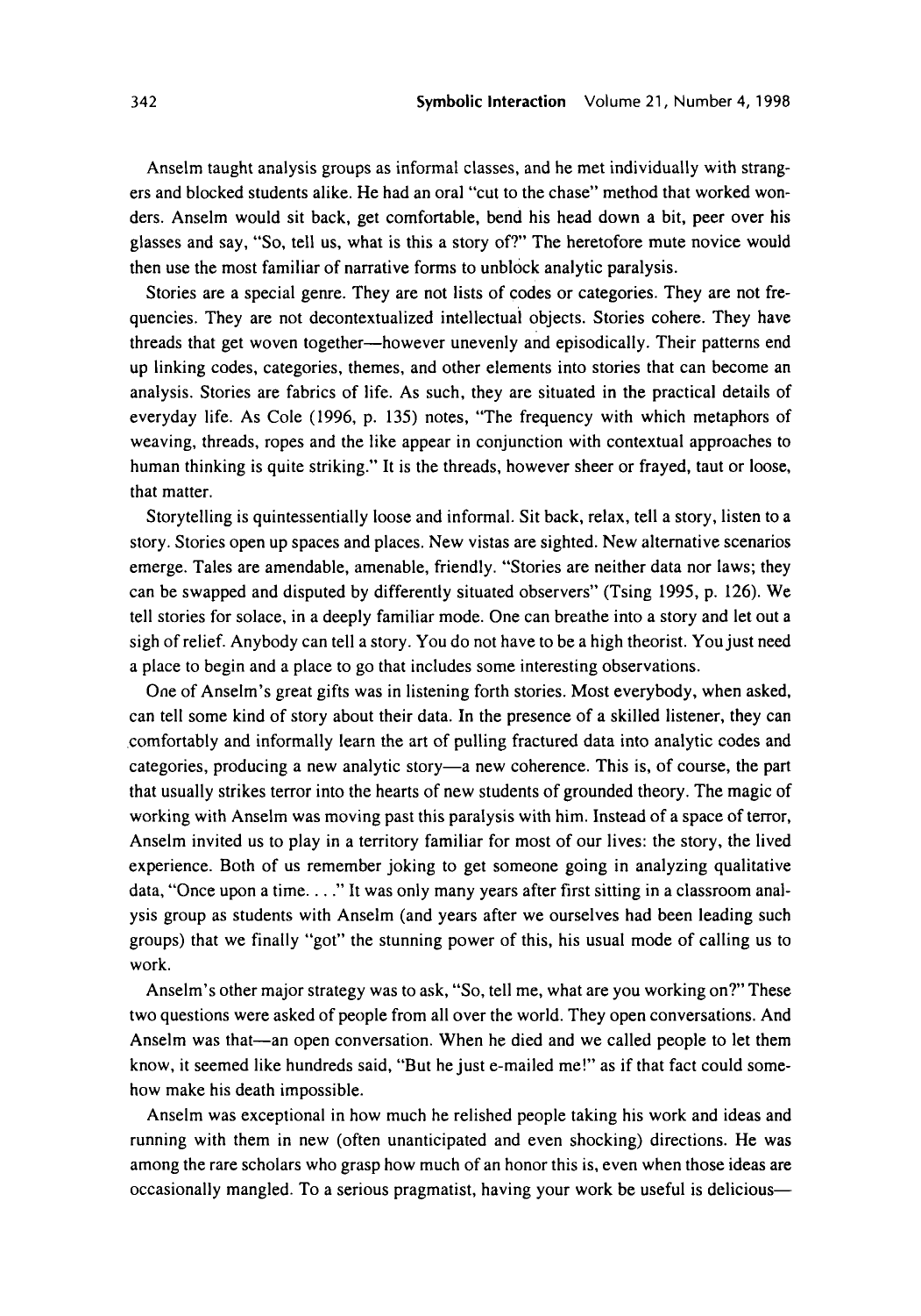Anselm taught analysis groups as informal classes, and he met individually with strangers and blocked students alike. He had an oral "cut to the chase" method that worked wonders. Anselm would sit back, get comfortable, bend his head down a bit, peer over his glasses and say, "So, tell us, what is this a story of?" The heretofore mute novice would then use the most familiar of narrative forms to unblock analytic paralysis.

Stories are a special genre. They are not lists of codes or categories. They are not frequencies. They are not decontextualized intellectual objects. Stories cohere. They have threads that get woven together—however unevenly and episodically. Their patterns end up linking codes, categories, themes, and other elements into stories that can become an analysis. Stories are fabrics of life. As such, they are situated in the practical details of everyday life. As Cole (1996, p. 135) notes, "The frequency with which metaphors of weaving, threads, ropes and the like appear in conjunction with contextual approaches to human thinking is quite striking." It is the threads, however sheer or frayed, taut or loose, that matter.

Storytelling is quintessentially loose and informal. Sit back, relax, tell a story, listen to a story. Stories open up spaces and places. New vistas are sighted. New alternative scenarios emerge. Tales are amendable, amenable, friendly. "Stories are neither data nor laws; they can be swapped and disputed by differently situated observers" (Tsing 1995, p. 126). We tell stories for solace, in a deeply familiar mode. One can breathe into a story and let out a sigh of relief. Anybody can tell a story. You do not have to be a high theorist. You just need a place to begin and a place to go that includes some interesting observations.

One of Anselm's great gifts was in listening forth stories. Most everybody, when asked, can tell some kind of story about their data. In the presence of a skilled listener, they can comfortably and informally learn the art of pulling fractured data into analytic codes and categories, producing a new analytic story—a new coherence. This is, of course, the part that usually strikes terror into the hearts of new students of grounded theory. The magic of working with Anselm was moving past this paralysis with him. Instead of a space of terror, Anselm invited us to play in a territory familiar for most of our lives: the story, the lived experience. Both of us remember joking to get someone going in analyzing qualitative data, "Once upon a time. . . ." It was only many years after first sitting in a classroom analysis group as students with Anselm (and years after we ourselves had been leading such groups) that we finally "got" the stunning power of this, his usual mode of calling us to work.

Anselm's other major strategy was to ask, "So, tell me, what are you working on?" These two questions were asked of people from all over the world. They open conversations. And Anselm was that—an open conversation. When he died and we called people to let them know, it seemed like hundreds said, "But he just e-mailed me!" as if that fact could somehow make his death impossible.

Anselm was exceptional in how much he relished people taking his work and ideas and running with them in new (often unanticipated and even shocking) directions. He was among the rare scholars who grasp how much of an honor this is, even when those ideas are occasionally mangled. To a serious pragmatist, having your work be useful is delicious—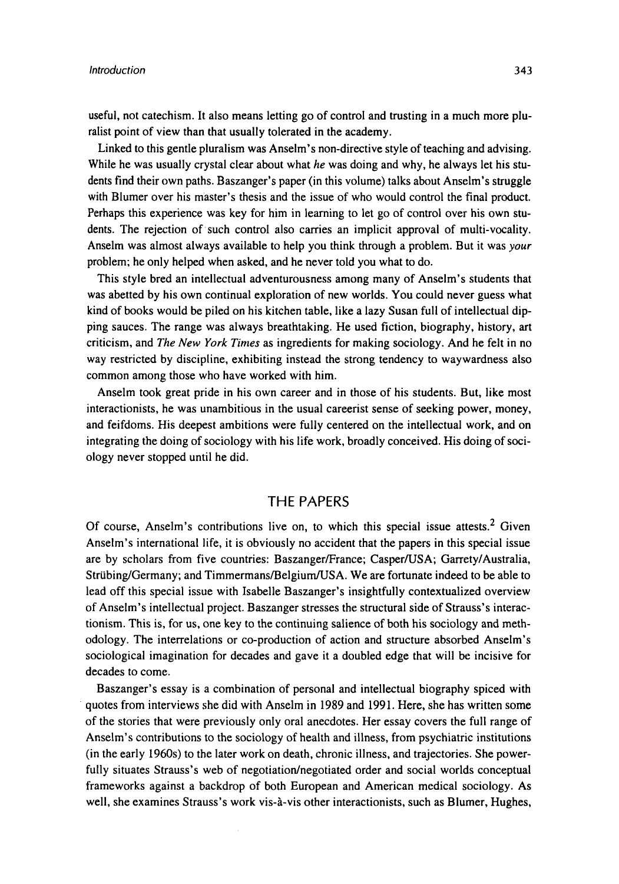useful, not catechism. It also means letting go of control and trusting in a much more pluralist point of view than that usually tolerated in the academy.

Linked to this gentle pluralism was Anselm's non-directive style of teaching and advising. While he was usually crystal clear about what *he* was doing and why, he always let his students find their own paths. Baszanger's paper (in this volume) talks about Anselm's struggle with Blumer over his master's thesis and the issue of who would control the final product. Perhaps this experience was key for him in learning to let go of control over his own students. The rejection of such control also carries an implicit approval of multi-vocality. Anselm was almost always available to help you think through a problem. But it was *your* problem; he only helped when asked, and he never told you what to do.

This style bred an intellectual adventurousness among many of Anselm's students that was abetted by his own continual exploration of new worlds. You could never guess what kind of books would be piled on his kitchen table, like a lazy Susan full of intellectual dipping sauces. The range was always breathtaking. He used fiction, biography, history, art criticism, and *The New York Times* as ingredients for making sociology. And he felt in no way restricted by discipline, exhibiting instead the strong tendency to waywardness also common among those who have worked with him.

Anselm took great pride in his own career and in those of his students. But, like most interactionists, he was unambitious in the usual careerist sense of seeking power, money, and feifdoms. His deepest ambitions were fully centered on the intellectual work, and on integrating the doing of sociology with his life work, broadly conceived. His doing of sociology never stopped until he did.

## THE PAPERS

Of course, Anselm's contributions live on, to which this special issue attests.[2] Given Anselm's international life, it is obviously no accident that the papers in this special issue are by scholars from five countries: Baszanger/France; Casper/USA; Garrety/Australia, Strübing/Germany; and Timmermans/Belgium/USA. We are fortunate indeed to be able to lead off this special issue with Isabelle Baszanger's insightfully contextualized overview of Anselm's intellectual project. Baszanger stresses the structural side of Strauss's interactionism. This is, for us, one key to the continuing salience of both his sociology and methodology. The interrelations or co-production of action and structure absorbed Anselm's sociological imagination for decades and gave it a doubled edge that will be incisive for decades to come.

Baszanger's essay is a combination of personal and intellectual biography spiced with quotes from interviews she did with Anselm in 1989 and 1991. Here, she has written some of the stories that were previously only oral anecdotes. Her essay covers the full range of Anselm's contributions to the sociology of health and illness, from psychiatric institutions (in the early 1960s) to the later work on death, chronic illness, and trajectories. She powerfully situates Strauss's web of negotiation/negotiated order and social worlds conceptual frameworks against a backdrop of both European and American medical sociology. As well, she examines Strauss's work vis-à-vis other interactionists, such as Blumer, Hughes,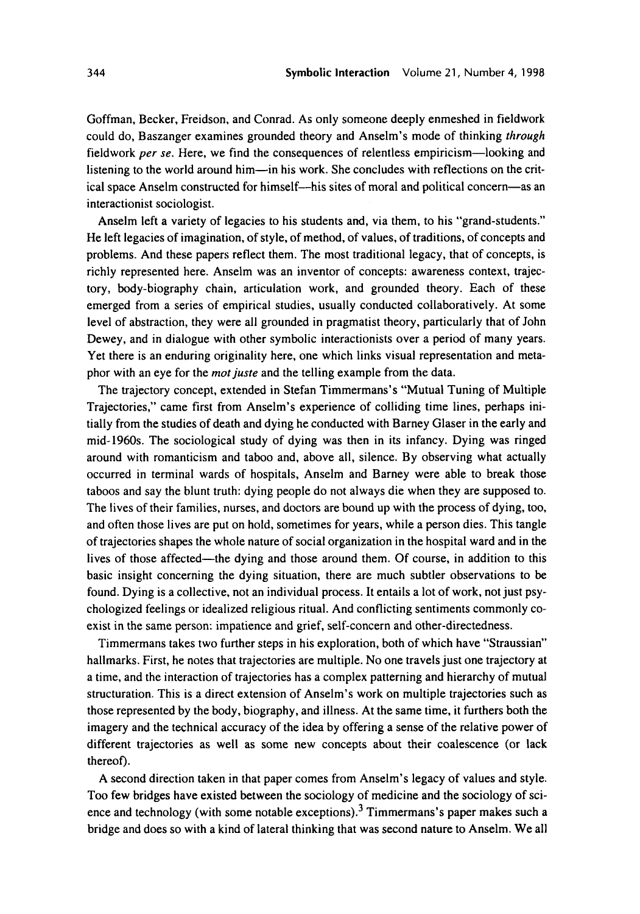Goffman, Becker, Freidson, and Conrad. As only someone deeply enmeshed in fieldwork could do, Baszanger examines grounded theory and Anselm's mode of thinking *through* fieldwork *per se*. Here, we find the consequences of relentless empiricism—looking and listening to the world around him—in his work. She concludes with reflections on the critical space Anselm constructed for himself—his sites of moral and political concern—as an interactionist sociologist.

Anselm left a variety of legacies to his students and, via them, to his "grand-students." He left legacies of imagination, of style, of method, of values, of traditions, of concepts and problems. And these papers reflect them. The most traditional legacy, that of concepts, is richly represented here. Anselm was an inventor of concepts: awareness context, trajectory, body-biography chain, articulation work, and grounded theory. Each of these emerged from a series of empirical studies, usually conducted collaboratively. At some level of abstraction, they were all grounded in pragmatist theory, particularly that of John Dewey, and in dialogue with other symbolic interactionists over a period of many years. Yet there is an enduring originality here, one which links visual representation and metaphor with an eye for the *mot juste* and the telling example from the data.

The trajectory concept, extended in Stefan Timmermans's "Mutual Tuning of Multiple Trajectories," came first from Anselm's experience of colliding time lines, perhaps initially from the studies of death and dying he conducted with Barney Glaser in the early and mid-1960s. The sociological study of dying was then in its infancy. Dying was ringed around with romanticism and taboo and, above all, silence. By observing what actually occurred in terminal wards of hospitals, Anselm and Barney were able to break those taboos and say the blunt truth: dying people do not always die when they are supposed to. The lives of their families, nurses, and doctors are bound up with the process of dying, too, and often those lives are put on hold, sometimes for years, while a person dies. This tangle of trajectories shapes the whole nature of social organization in the hospital ward and in the lives of those affected—the dying and those around them. Of course, in addition to this basic insight concerning the dying situation, there are much subtler observations to be found. Dying is a collective, not an individual process. It entails a lot of work, not just psychologized feelings or idealized religious ritual. And conflicting sentiments commonly coexist in the same person: impatience and grief, self-concern and other-directedness.

Timmermans takes two further steps in his exploration, both of which have "Straussian" hallmarks. First, he notes that trajectories are multiple. No one travels just one trajectory at a time, and the interaction of trajectories has a complex patterning and hierarchy of mutual structuration. This is a direct extension of Anselm's work on multiple trajectories such as those represented by the body, biography, and illness. At the same time, it furthers both the imagery and the technical accuracy of the idea by offering a sense of the relative power of different trajectories as well as some new concepts about their coalescence (or lack thereof).

A second direction taken in that paper comes from Anselm's legacy of values and style. Too few bridges have existed between the sociology of medicine and the sociology of science and technology (with some notable exceptions).[3] Timmermans's paper makes such a bridge and does so with a kind of lateral thinking that was second nature to Anselm. We all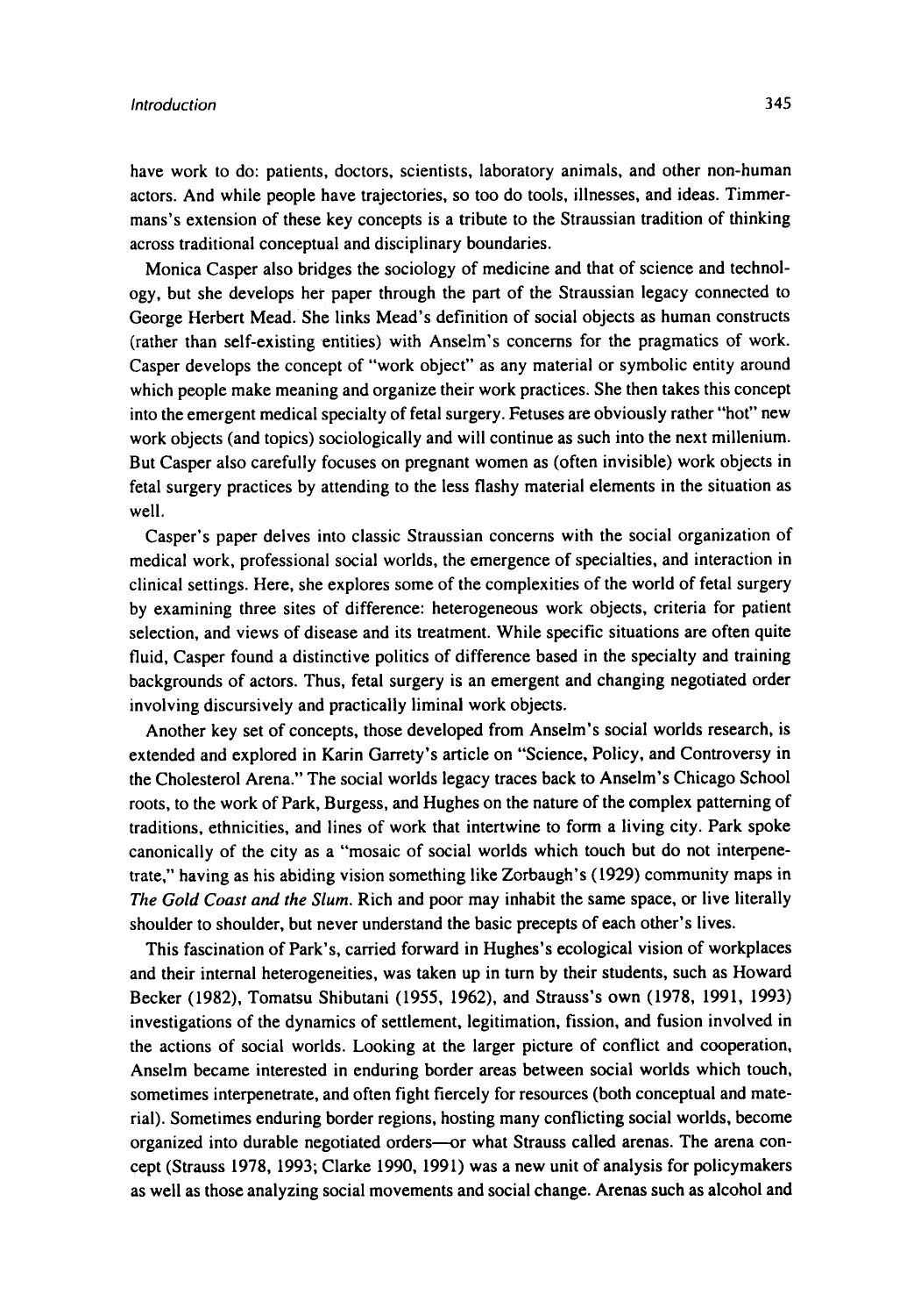have work to do: patients, doctors, scientists, laboratory animals, and other non-human actors. And while people have trajectories, so too do tools, illnesses, and ideas. Timmermans's extension of these key concepts is a tribute to the Straussian tradition of thinking across traditional conceptual and disciplinary boundaries.

Monica Casper also bridges the sociology of medicine and that of science and technology, but she develops her paper through the part of the Straussian legacy connected to George Herbert Mead. She links Mead's definition of social objects as human constructs (rather than self-existing entities) with Anselm's concerns for the pragmatics of work. Casper develops the concept of "work object" as any material or symbolic entity around which people make meaning and organize their work practices. She then takes this concept into the emergent medical specialty of fetal surgery. Fetuses are obviously rather "hot" new work objects (and topics) sociologically and will continue as such into the next millenium. But Casper also carefully focuses on pregnant women as (often invisible) work objects in fetal surgery practices by attending to the less flashy material elements in the situation as well.

Casper's paper delves into classic Straussian concerns with the social organization of medical work, professional social worlds, the emergence of specialties, and interaction in clinical settings. Here, she explores some of the complexities of the world of fetal surgery by examining three sites of difference: heterogeneous work objects, criteria for patient selection, and views of disease and its treatment. While specific situations are often quite fluid, Casper found a distinctive politics of difference based in the specialty and training backgrounds of actors. Thus, fetal surgery is an emergent and changing negotiated order involving discursively and practically liminal work objects.

Another key set of concepts, those developed from Anselm's social worlds research, is extended and explored in Karin Garrety's article on "Science, Policy, and Controversy in the Cholesterol Arena." The social worlds legacy traces back to Anselm's Chicago School roots, to the work of Park, Burgess, and Hughes on the nature of the complex patterning of traditions, ethnicities, and lines of work that intertwine to form a living city. Park spoke canonically of the city as a "mosaic of social worlds which touch but do not interpenetrate," having as his abiding vision something like Zorbaugh's (1929) community maps in *The Gold Coast and the Slum*. Rich and poor may inhabit the same space, or live literally shoulder to shoulder, but never understand the basic precepts of each other's lives.

This fascination of Park's, carried forward in Hughes's ecological vision of workplaces and their internal heterogeneities, was taken up in turn by their students, such as Howard Becker (1982), Tomatsu Shibutani (1955, 1962), and Strauss's own (1978, 1991, 1993) investigations of the dynamics of settlement, legitimation, fission, and fusion involved in the actions of social worlds. Looking at the larger picture of conflict and cooperation, Anselm became interested in enduring border areas between social worlds which touch, sometimes interpenetrate, and often fight fiercely for resources (both conceptual and material). Sometimes enduring border regions, hosting many conflicting social worlds, become organized into durable negotiated orders—or what Strauss called arenas. The arena concept (Strauss 1978, 1993; Clarke 1990, 1991) was a new unit of analysis for policymakers as well as those analyzing social movements and social change. Arenas such as alcohol and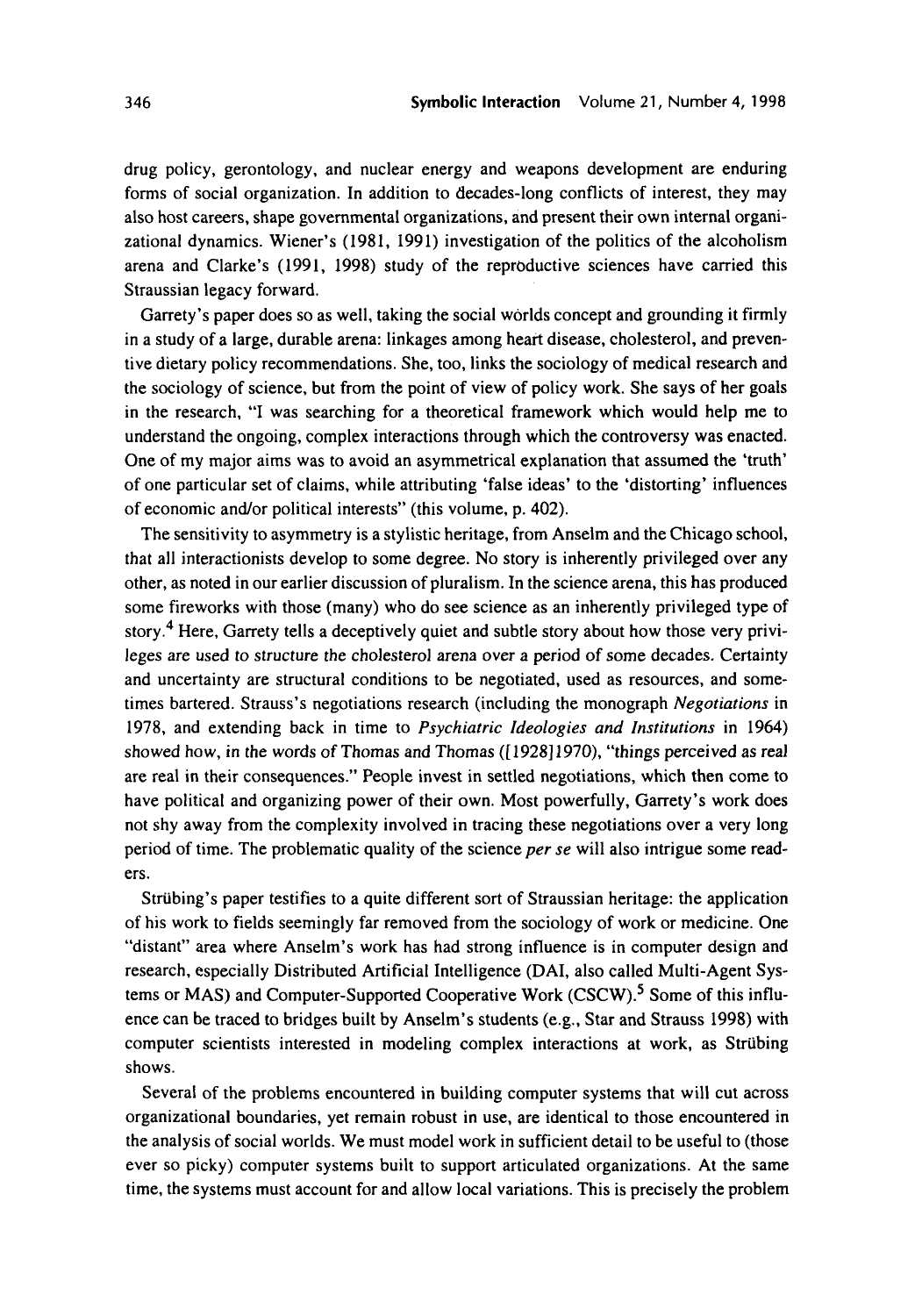drug policy, gerontology, and nuclear energy and weapons development are enduring forms of social organization. In addition to decades-long conflicts of interest, they may also host careers, shape governmental organizations, and present their own internal organizational dynamics. Wiener's (1981, 1991) investigation of the politics of the alcoholism arena and Clarke's (1991, 1998) study of the reproductive sciences have carried this Straussian legacy forward.

Garrety's paper does so as well, taking the social worlds concept and grounding it firmly in a study of a large, durable arena: linkages among heart disease, cholesterol, and preventive dietary policy recommendations. She, too, links the sociology of medical research and the sociology of science, but from the point of view of policy work. She says of her goals in the research, "I was searching for a theoretical framework which would help me to understand the ongoing, complex interactions through which the controversy was enacted. One of my major aims was to avoid an asymmetrical explanation that assumed the 'truth' of one particular set of claims, while attributing 'false ideas' to the 'distorting' influences of economic and/or political interests" (this volume, p. 402).

The sensitivity to asymmetry is a stylistic heritage, from Anselm and the Chicago school, that all interactionists develop to some degree. No story is inherently privileged over any other, as noted in our earlier discussion of pluralism. In the science arena, this has produced some fireworks with those (many) who do see science as an inherently privileged type of story.[4] Here, Garrety tells a deceptively quiet and subtle story about how those very privileges are used to structure the cholesterol arena over a period of some decades. Certainty and uncertainty are structural conditions to be negotiated, used as resources, and sometimes bartered. Strauss's negotiations research (including the monograph *Negotiations* in 1978, and extending back in time to *Psychiatric Ideologies and Institutions* in 1964) showed how, in the words of Thomas and Thomas ([1928]1970), "things perceived as real are real in their consequences." People invest in settled negotiations, which then come to have political and organizing power of their own. Most powerfully, Garrety's work does not shy away from the complexity involved in tracing these negotiations over a very long period of time. The problematic quality of the science *per se* will also intrigue some readers.

Strübing's paper testifies to a quite different sort of Straussian heritage: the application of his work to fields seemingly far removed from the sociology of work or medicine. One "distant" area where Anselm's work has had strong influence is in computer design and research, especially Distributed Artificial Intelligence (DAI, also called Multi-Agent Systems or MAS) and Computer-Supported Cooperative Work (CSCW).[5] Some of this influence can be traced to bridges built by Anselm's students (e.g., Star and Strauss 1998) with computer scientists interested in modeling complex interactions at work, as Strübing shows.

Several of the problems encountered in building computer systems that will cut across organizational boundaries, yet remain robust in use, are identical to those encountered in the analysis of social worlds. We must model work in sufficient detail to be useful to (those ever so picky) computer systems built to support articulated organizations. At the same time, the systems must account for and allow local variations. This is precisely the problem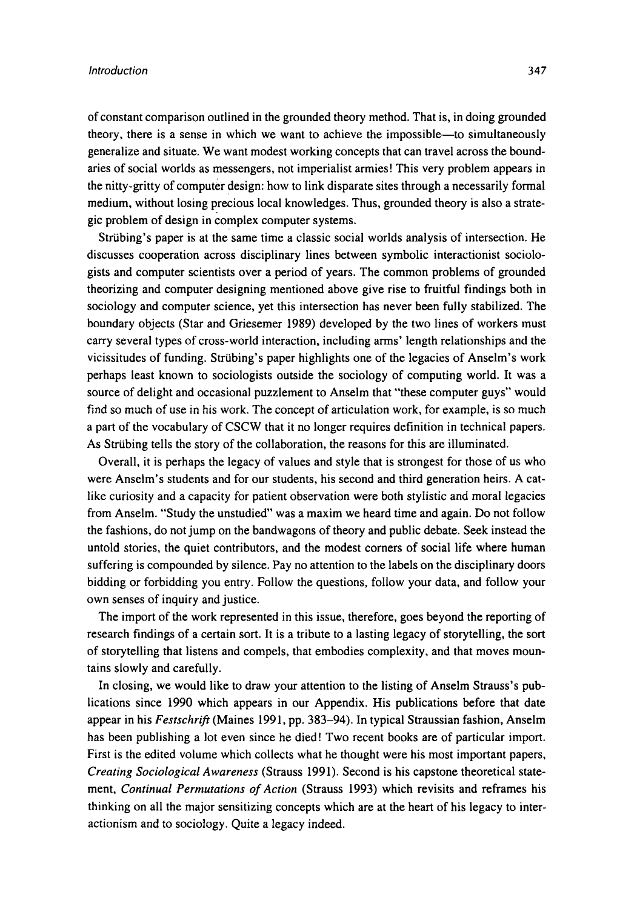of constant comparison outlined in the grounded theory method. That is, in doing grounded theory, there is a sense in which we want to achieve the impossible—to simultaneously generalize and situate. We want modest working concepts that can travel across the boundaries of social worlds as messengers, not imperialist armies! This very problem appears in the nitty-gritty of computer design: how to link disparate sites through a necessarily formal medium, without losing precious local knowledges. Thus, grounded theory is also a strategic problem of design in complex computer systems.

Strübing's paper is at the same time a classic social worlds analysis of intersection. He discusses cooperation across disciplinary lines between symbolic interactionist sociologists and computer scientists over a period of years. The common problems of grounded theorizing and computer designing mentioned above give rise to fruitful findings both in sociology and computer science, yet this intersection has never been fully stabilized. The boundary objects (Star and Griesemer 1989) developed by the two lines of workers must carry several types of cross-world interaction, including arms' length relationships and the vicissitudes of funding. Strübing's paper highlights one of the legacies of Anselm's work perhaps least known to sociologists outside the sociology of computing world. It was a source of delight and occasional puzzlement to Anselm that "these computer guys" would find so much of use in his work. The concept of articulation work, for example, is so much a part of the vocabulary of CSCW that it no longer requires definition in technical papers. As Strübing tells the story of the collaboration, the reasons for this are illuminated.

Overall, it is perhaps the legacy of values and style that is strongest for those of us who were Anselm's students and for our students, his second and third generation heirs. A cat-like curiosity and a capacity for patient observation were both stylistic and moral legacies from Anselm. "Study the unstudied" was a maxim we heard time and again. Do not follow the fashions, do not jump on the bandwagons of theory and public debate. Seek instead the untold stories, the quiet contributors, and the modest corners of social life where human suffering is compounded by silence. Pay no attention to the labels on the disciplinary doors bidding or forbidding you entry. Follow the questions, follow your data, and follow your own senses of inquiry and justice.

The import of the work represented in this issue, therefore, goes beyond the reporting of research findings of a certain sort. It is a tribute to a lasting legacy of storytelling, the sort of storytelling that listens and compels, that embodies complexity, and that moves mountains slowly and carefully.

In closing, we would like to draw your attention to the listing of Anselm Strauss's publications since 1990 which appears in our Appendix. His publications before that date appear in his *Festschrift* (Maines 1991, pp. 383–94). In typical Straussian fashion, Anselm has been publishing a lot even since he died! Two recent books are of particular import. First is the edited volume which collects what he thought were his most important papers, *Creating Sociological Awareness* (Strauss 1991). Second is his capstone theoretical statement, *Continual Permutations of Action* (Strauss 1993) which revisits and reframes his thinking on all the major sensitizing concepts which are at the heart of his legacy to interactionism and to sociology. Quite a legacy indeed.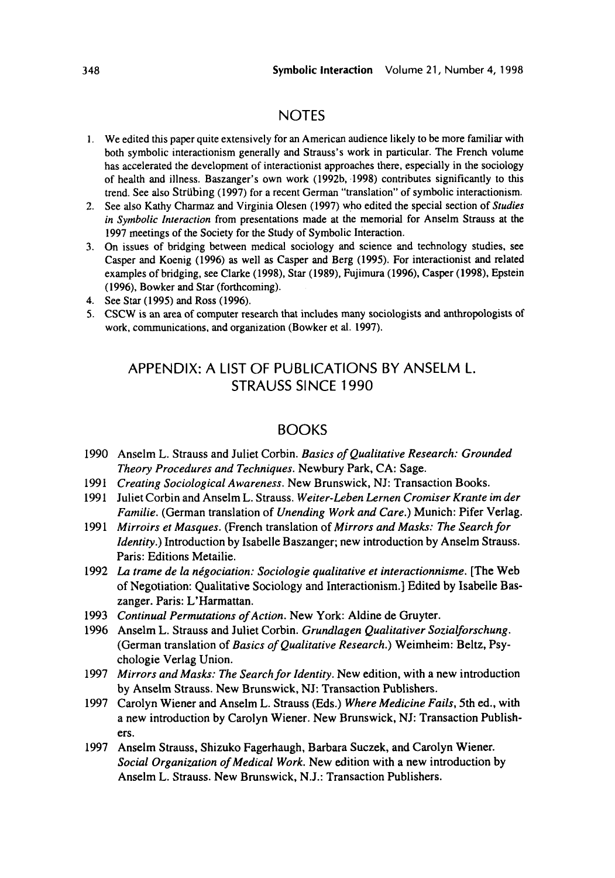## NOTES

1. We edited this paper quite extensively for an American audience likely to be more familiar with both symbolic interactionism generally and Strauss's work in particular. The French volume has accelerated the development of interactionist approaches there, especially in the sociology of health and illness. Baszanger's own work (1992b, 1998) contributes significantly to this trend. See also Strübing (1997) for a recent German "translation" of symbolic interactionism.
2. See also Kathy Charmaz and Virginia Olesen (1997) who edited the special section of *Studies in Symbolic Interaction* from presentations made at the memorial for Anselm Strauss at the 1997 meetings of the Society for the Study of Symbolic Interaction.
3. On issues of bridging between medical sociology and science and technology studies, see Casper and Koenig (1996) as well as Casper and Berg (1995). For interactionist and related examples of bridging, see Clarke (1998), Star (1989), Fujimura (1996), Casper (1998), Epstein (1996), Bowker and Star (forthcoming).
4. See Star (1995) and Ross (1996).
5. CSCW is an area of computer research that includes many sociologists and anthropologists of work, communications, and organization (Bowker et al. 1997).

## APPENDIX: A LIST OF PUBLICATIONS BY ANSELM L. STRAUSS SINCE 1990

### BOOKS

1990 Anselm L. Strauss and Juliet Corbin. *Basics of Qualitative Research: Grounded Theory Procedures and Techniques*. Newbury Park, CA: Sage.

1991 *Creating Sociological Awareness*. New Brunswick, NJ: Transaction Books.

1991 Juliet Corbin and Anselm L. Strauss. *Weiter-Leben Lernen Cromiser Krante im der Familie*. (German translation of *Unending Work and Care*.) Munich: Pifer Verlag.

1991 *Mirroirs et Masques*. (French translation of *Mirrors and Masks: The Search for Identity*.) Introduction by Isabelle Baszanger; new introduction by Anselm Strauss. Paris: Editions Metailie.

1992 *La trame de la négociation: Sociologie qualitative et interactionnisme*. [The Web of Negotiation: Qualitative Sociology and Interactionism.] Edited by Isabelle Baszanger. Paris: L'Harmattan.

1993 *Continual Permutations of Action*. New York: Aldine de Gruyter.

1996 Anselm L. Strauss and Juliet Corbin. *Grundlagen Qualitativer Sozialforschung*. (German translation of *Basics of Qualitative Research*.) Weimheim: Beltz, Psychologie Verlag Union.

1997 *Mirrors and Masks: The Search for Identity*. New edition, with a new introduction by Anselm Strauss. New Brunswick, NJ: Transaction Publishers.

1997 Carolyn Wiener and Anselm L. Strauss (Eds.) *Where Medicine Fails*, 5th ed., with a new introduction by Carolyn Wiener. New Brunswick, NJ: Transaction Publishers.

1997 Anselm Strauss, Shizuko Fagerhaugh, Barbara Suczek, and Carolyn Wiener. *Social Organization of Medical Work*. New edition with a new introduction by Anselm L. Strauss. New Brunswick, N.J.: Transaction Publishers.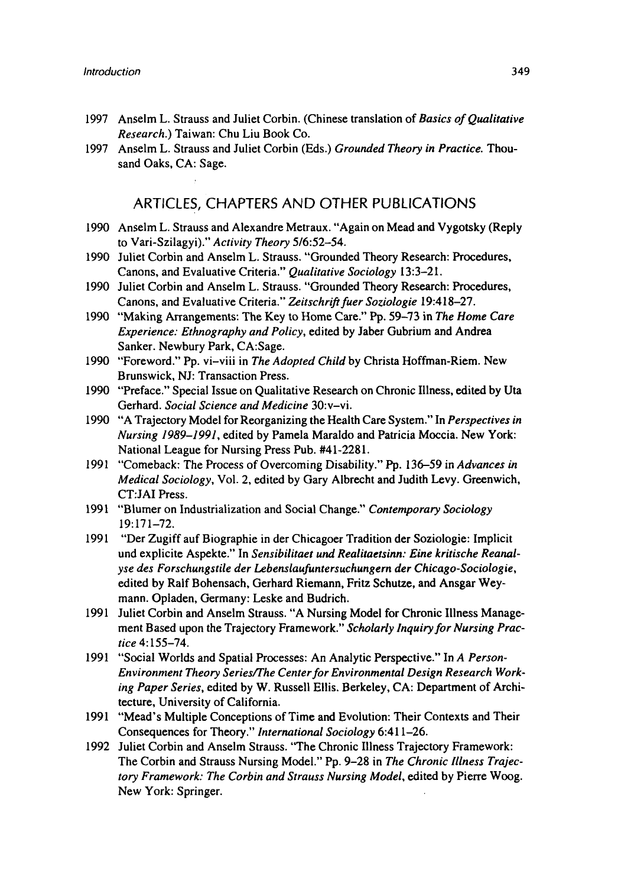1997 Anselm L. Strauss and Juliet Corbin. (Chinese translation of *Basics of Qualitative Research.*) Taiwan: Chu Liu Book Co.

1997 Anselm L. Strauss and Juliet Corbin (Eds.) *Grounded Theory in Practice.* Thousand Oaks, CA: Sage.

## ARTICLES, CHAPTERS AND OTHER PUBLICATIONS

1990 Anselm L. Strauss and Alexandre Metraux. "Again on Mead and Vygotsky (Reply to Vari-Szilagyi)." *Activity Theory* 5/6:52–54.

1990 Juliet Corbin and Anselm L. Strauss. "Grounded Theory Research: Procedures, Canons, and Evaluative Criteria." *Qualitative Sociology* 13:3–21.

1990 Juliet Corbin and Anselm L. Strauss. "Grounded Theory Research: Procedures, Canons, and Evaluative Criteria." *Zeitschrift fuer Soziologie* 19:418–27.

1990 "Making Arrangements: The Key to Home Care." Pp. 59–73 in *The Home Care Experience: Ethnography and Policy*, edited by Jaber Gubrium and Andrea Sanker. Newbury Park, CA:Sage.

1990 "Foreword." Pp. vi–viii in *The Adopted Child* by Christa Hoffman-Riem. New Brunswick, NJ: Transaction Press.

1990 "Preface." Special Issue on Qualitative Research on Chronic Illness, edited by Uta Gerhard. *Social Science and Medicine* 30:v–vi.

1990 "A Trajectory Model for Reorganizing the Health Care System." In *Perspectives in Nursing 1989–1991*, edited by Pamela Maraldo and Patricia Moccia. New York: National League for Nursing Press Pub. #41-2281.

1991 "Comeback: The Process of Overcoming Disability." Pp. 136–59 in *Advances in Medical Sociology*, Vol. 2, edited by Gary Albrecht and Judith Levy. Greenwich, CT:JAI Press.

1991 "Blumer on Industrialization and Social Change." *Contemporary Sociology* 19:171–72.

1991 "Der Zugiff auf Biographie in der Chicagoer Tradition der Soziologie: Implicit und explicite Aspekte." In *Sensibilitaet und Realitaetsinn: Eine kritische Reanalyse des Forschungstile der Lebenslaufuntersuchungern der Chicago-Sociologie*, edited by Ralf Bohensach, Gerhard Riemann, Fritz Schutze, and Ansgar Weymann. Opladen, Germany: Leske and Budrich.

1991 Juliet Corbin and Anselm Strauss. "A Nursing Model for Chronic Illness Management Based upon the Trajectory Framework." *Scholarly Inquiry for Nursing Practice* 4:155–74.

1991 "Social Worlds and Spatial Processes: An Analytic Perspective." In *A Person-Environment Theory Series/The Center for Environmental Design Research Working Paper Series*, edited by W. Russell Ellis. Berkeley, CA: Department of Architecture, University of California.

1991 "Mead's Multiple Conceptions of Time and Evolution: Their Contexts and Their Consequences for Theory." *International Sociology* 6:411–26.

1992 Juliet Corbin and Anselm Strauss. "The Chronic Illness Trajectory Framework: The Corbin and Strauss Nursing Model." Pp. 9–28 in *The Chronic Illness Trajectory Framework: The Corbin and Strauss Nursing Model*, edited by Pierre Woog. New York: Springer.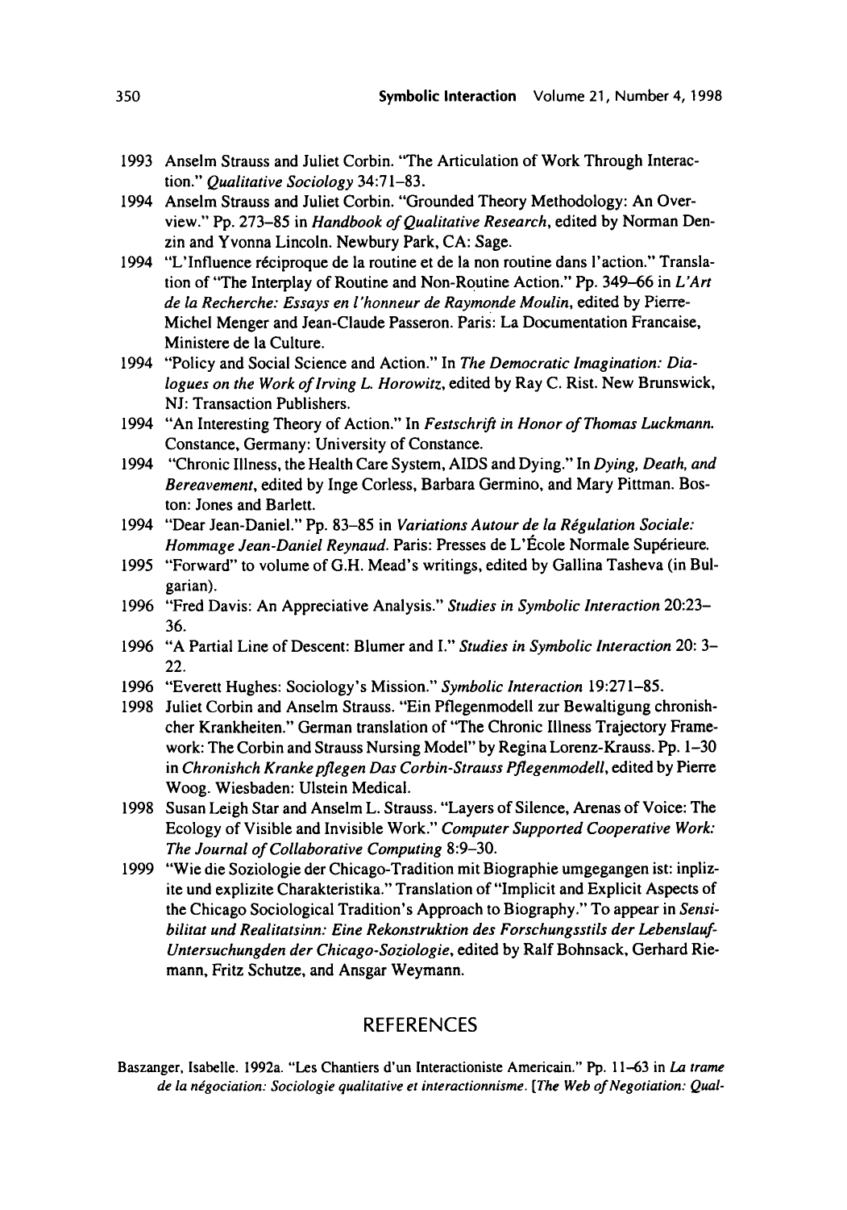1993 Anselm Strauss and Juliet Corbin. "The Articulation of Work Through Interaction." *Qualitative Sociology* 34:71–83.

1994 Anselm Strauss and Juliet Corbin. "Grounded Theory Methodology: An Overview." Pp. 273–85 in *Handbook of Qualitative Research*, edited by Norman Denzin and Yvonna Lincoln. Newbury Park, CA: Sage.

1994 "L'Influence réciproque de la routine et de la non routine dans l'action." Translation of "The Interplay of Routine and Non-Routine Action." Pp. 349–66 in *L'Art de la Recherche: Essays en l'honneur de Raymonde Moulin*, edited by Pierre-Michel Menger and Jean-Claude Passeron. Paris: La Documentation Francaise, Ministere de la Culture.

1994 "Policy and Social Science and Action." In *The Democratic Imagination: Dialogues on the Work of Irving L. Horowitz*, edited by Ray C. Rist. New Brunswick, NJ: Transaction Publishers.

1994 "An Interesting Theory of Action." In *Festschrift in Honor of Thomas Luckmann*. Constance, Germany: University of Constance.

1994 "Chronic Illness, the Health Care System, AIDS and Dying." In *Dying, Death, and Bereavement*, edited by Inge Corless, Barbara Germino, and Mary Pittman. Boston: Jones and Barlett.

1994 "Dear Jean-Daniel." Pp. 83–85 in *Variations Autour de la Régulation Sociale: Hommage Jean-Daniel Reynaud*. Paris: Presses de L'École Normale Supérieure.

1995 "Forward" to volume of G.H. Mead's writings, edited by Gallina Tasheva (in Bulgarian).

1996 "Fred Davis: An Appreciative Analysis." *Studies in Symbolic Interaction* 20:23–36.

1996 "A Partial Line of Descent: Blumer and I." *Studies in Symbolic Interaction* 20: 3–22.

1996 "Everett Hughes: Sociology's Mission." *Symbolic Interaction* 19:271–85.

1998 Juliet Corbin and Anselm Strauss. "Ein Pflegenmodell zur Bewaltigung chronishcher Krankheiten." German translation of "The Chronic Illness Trajectory Framework: The Corbin and Strauss Nursing Model" by Regina Lorenz-Krauss. Pp. 1–30 in *Chronishch Kranke pflegen Das Corbin-Strauss Pflegenmodell*, edited by Pierre Woog. Wiesbaden: Ulstein Medical.

1998 Susan Leigh Star and Anselm L. Strauss. "Layers of Silence, Arenas of Voice: The Ecology of Visible and Invisible Work." *Computer Supported Cooperative Work: The Journal of Collaborative Computing* 8:9–30.

1999 "Wie die Soziologie der Chicago-Tradition mit Biographie umgegangen ist: inplizite und explizite Charakteristika." Translation of "Implicit and Explicit Aspects of the Chicago Sociological Tradition's Approach to Biography." To appear in *Sensibilitat und Realitatsinn: Eine Rekonstruktion des Forschungsstils der Lebenslauf-Untersuchungden der Chicago-Soziologie*, edited by Ralf Bohnsack, Gerhard Riemann, Fritz Schutze, and Ansgar Weymann.

## REFERENCES

Baszanger, Isabelle. 1992a. "Les Chantiers d'un Interactioniste Americain." Pp. 11–63 in *La trame de la négociation: Sociologie qualitative et interactionnisme. [The Web of Negotiation: Qual-*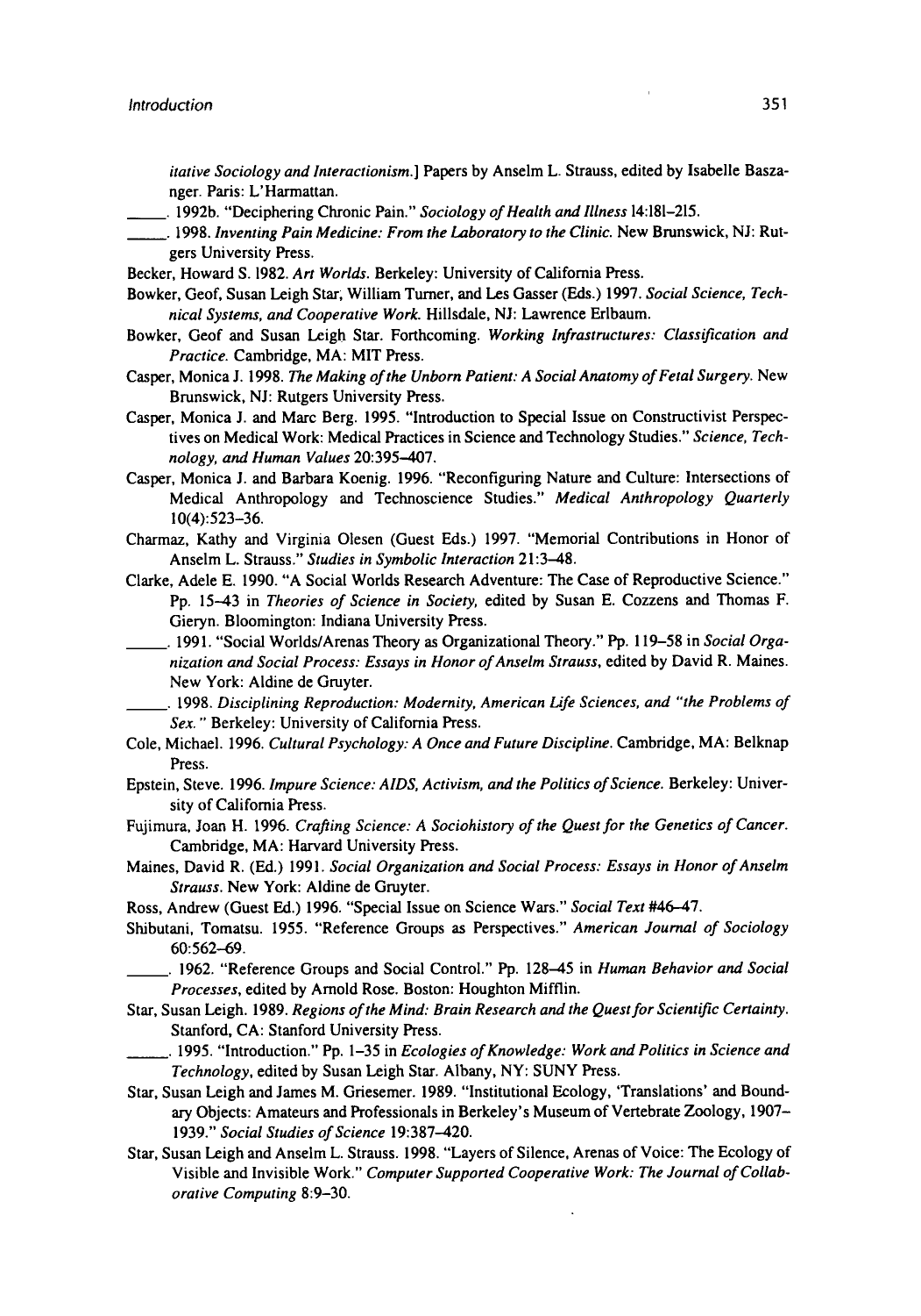*itative Sociology and Interactionism.*] Papers by Anselm L. Strauss, edited by Isabelle Baszanger. Paris: L'Harmattan.

_____. 1992b. "Deciphering Chronic Pain." *Sociology of Health and Illness* 14:181–215.

_____. 1998. *Inventing Pain Medicine: From the Laboratory to the Clinic.* New Brunswick, NJ: Rutgers University Press.

Becker, Howard S. 1982. *Art Worlds.* Berkeley: University of California Press.

Bowker, Geof, Susan Leigh Star, William Turner, and Les Gasser (Eds.) 1997. *Social Science, Technical Systems, and Cooperative Work.* Hillsdale, NJ: Lawrence Erlbaum.

Bowker, Geof and Susan Leigh Star. Forthcoming. *Working Infrastructures: Classification and Practice.* Cambridge, MA: MIT Press.

Casper, Monica J. 1998. *The Making of the Unborn Patient: A Social Anatomy of Fetal Surgery.* New Brunswick, NJ: Rutgers University Press.

Casper, Monica J. and Marc Berg. 1995. "Introduction to Special Issue on Constructivist Perspectives on Medical Work: Medical Practices in Science and Technology Studies." *Science, Technology, and Human Values* 20:395–407.

Casper, Monica J. and Barbara Koenig. 1996. "Reconfiguring Nature and Culture: Intersections of Medical Anthropology and Technoscience Studies." *Medical Anthropology Quarterly* 10(4):523–36.

Charmaz, Kathy and Virginia Olesen (Guest Eds.) 1997. "Memorial Contributions in Honor of Anselm L. Strauss." *Studies in Symbolic Interaction* 21:3–48.

Clarke, Adele E. 1990. "A Social Worlds Research Adventure: The Case of Reproductive Science." Pp. 15–43 in *Theories of Science in Society,* edited by Susan E. Cozzens and Thomas F. Gieryn. Bloomington: Indiana University Press.

_____. 1991. "Social Worlds/Arenas Theory as Organizational Theory." Pp. 119–58 in *Social Organization and Social Process: Essays in Honor of Anselm Strauss,* edited by David R. Maines. New York: Aldine de Gruyter.

_____. 1998. *Disciplining Reproduction: Modernity, American Life Sciences, and "the Problems of Sex."* Berkeley: University of California Press.

Cole, Michael. 1996. *Cultural Psychology: A Once and Future Discipline.* Cambridge, MA: Belknap Press.

Epstein, Steve. 1996. *Impure Science: AIDS, Activism, and the Politics of Science.* Berkeley: University of California Press.

Fujimura, Joan H. 1996. *Crafting Science: A Sociohistory of the Quest for the Genetics of Cancer.* Cambridge, MA: Harvard University Press.

Maines, David R. (Ed.) 1991. *Social Organization and Social Process: Essays in Honor of Anselm Strauss.* New York: Aldine de Gruyter.

Ross, Andrew (Guest Ed.) 1996. "Special Issue on Science Wars." *Social Text* #46–47.

Shibutani, Tomatsu. 1955. "Reference Groups as Perspectives." *American Journal of Sociology* 60:562–69.

_____. 1962. "Reference Groups and Social Control." Pp. 128–45 in *Human Behavior and Social Processes,* edited by Arnold Rose. Boston: Houghton Mifflin.

Star, Susan Leigh. 1989. *Regions of the Mind: Brain Research and the Quest for Scientific Certainty.* Stanford, CA: Stanford University Press.

_____. 1995. "Introduction." Pp. 1–35 in *Ecologies of Knowledge: Work and Politics in Science and Technology,* edited by Susan Leigh Star. Albany, NY: SUNY Press.

Star, Susan Leigh and James M. Griesemer. 1989. "Institutional Ecology, 'Translations' and Boundary Objects: Amateurs and Professionals in Berkeley's Museum of Vertebrate Zoology, 1907–1939." *Social Studies of Science* 19:387–420.

Star, Susan Leigh and Anselm L. Strauss. 1998. "Layers of Silence, Arenas of Voice: The Ecology of Visible and Invisible Work." *Computer Supported Cooperative Work: The Journal of Collaborative Computing* 8:9–30.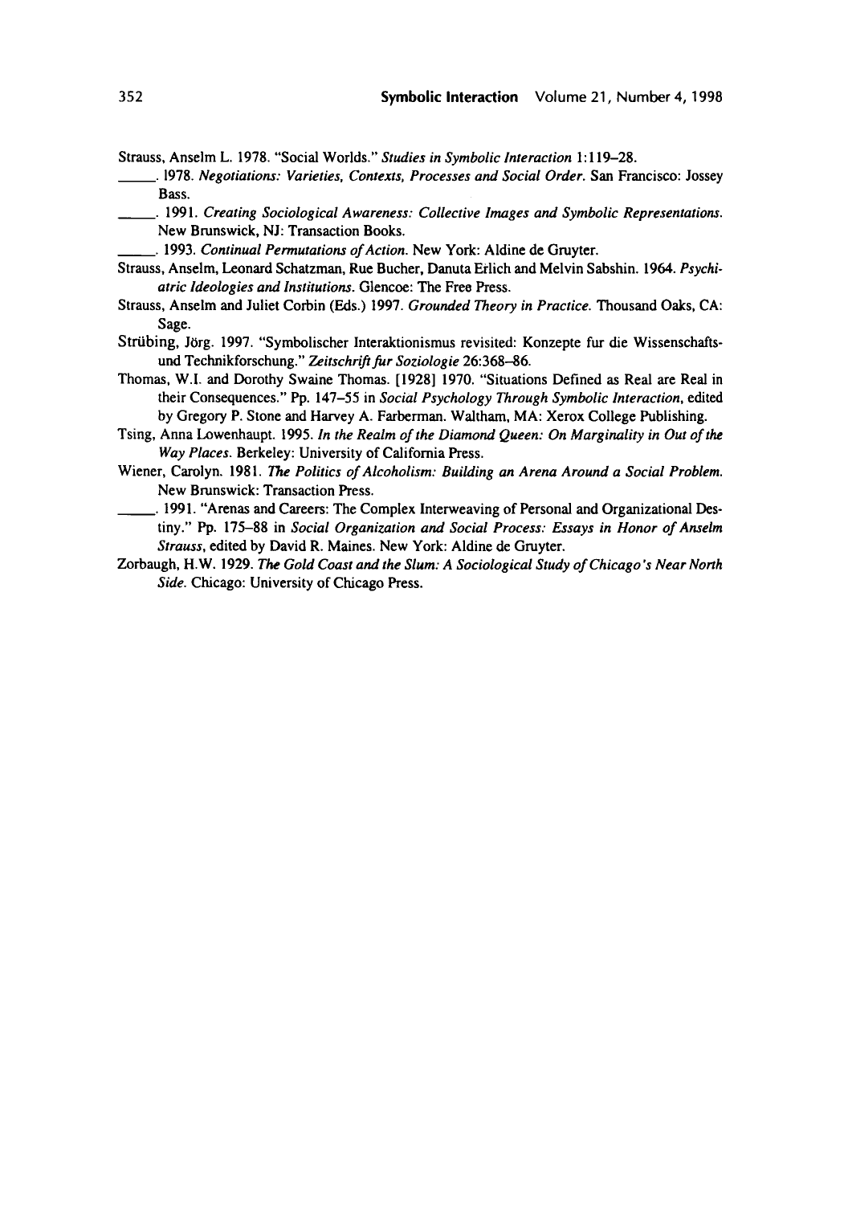Strauss, Anselm L. 1978. "Social Worlds." *Studies in Symbolic Interaction* 1:119–28.

\_\_\_\_\_. 1978. *Negotiations: Varieties, Contexts, Processes and Social Order.* San Francisco: Jossey Bass.

\_\_\_\_\_. 1991. *Creating Sociological Awareness: Collective Images and Symbolic Representations.* New Brunswick, NJ: Transaction Books.

\_\_\_\_\_. 1993. *Continual Permutations of Action.* New York: Aldine de Gruyter.

Strauss, Anselm, Leonard Schatzman, Rue Bucher, Danuta Erlich and Melvin Sabshin. 1964. *Psychiatric Ideologies and Institutions.* Glencoe: The Free Press.

Strauss, Anselm and Juliet Corbin (Eds.) 1997. *Grounded Theory in Practice.* Thousand Oaks, CA: Sage.

Strübing, Jörg. 1997. "Symbolischer Interaktionismus revisited: Konzepte fur die Wissenschafts- und Technikforschung." *Zeitschrift fur Soziologie* 26:368–86.

Thomas, W.I. and Dorothy Swaine Thomas. [1928] 1970. "Situations Defined as Real are Real in their Consequences." Pp. 147–55 in *Social Psychology Through Symbolic Interaction*, edited by Gregory P. Stone and Harvey A. Farberman. Waltham, MA: Xerox College Publishing.

Tsing, Anna Lowenhaupt. 1995. *In the Realm of the Diamond Queen: On Marginality in Out of the Way Places.* Berkeley: University of California Press.

Wiener, Carolyn. 1981. *The Politics of Alcoholism: Building an Arena Around a Social Problem.* New Brunswick: Transaction Press.

\_\_\_\_\_. 1991. "Arenas and Careers: The Complex Interweaving of Personal and Organizational Destiny." Pp. 175–88 in *Social Organization and Social Process: Essays in Honor of Anselm Strauss*, edited by David R. Maines. New York: Aldine de Gruyter.

Zorbaugh, H.W. 1929. *The Gold Coast and the Slum: A Sociological Study of Chicago's Near North Side.* Chicago: University of Chicago Press.